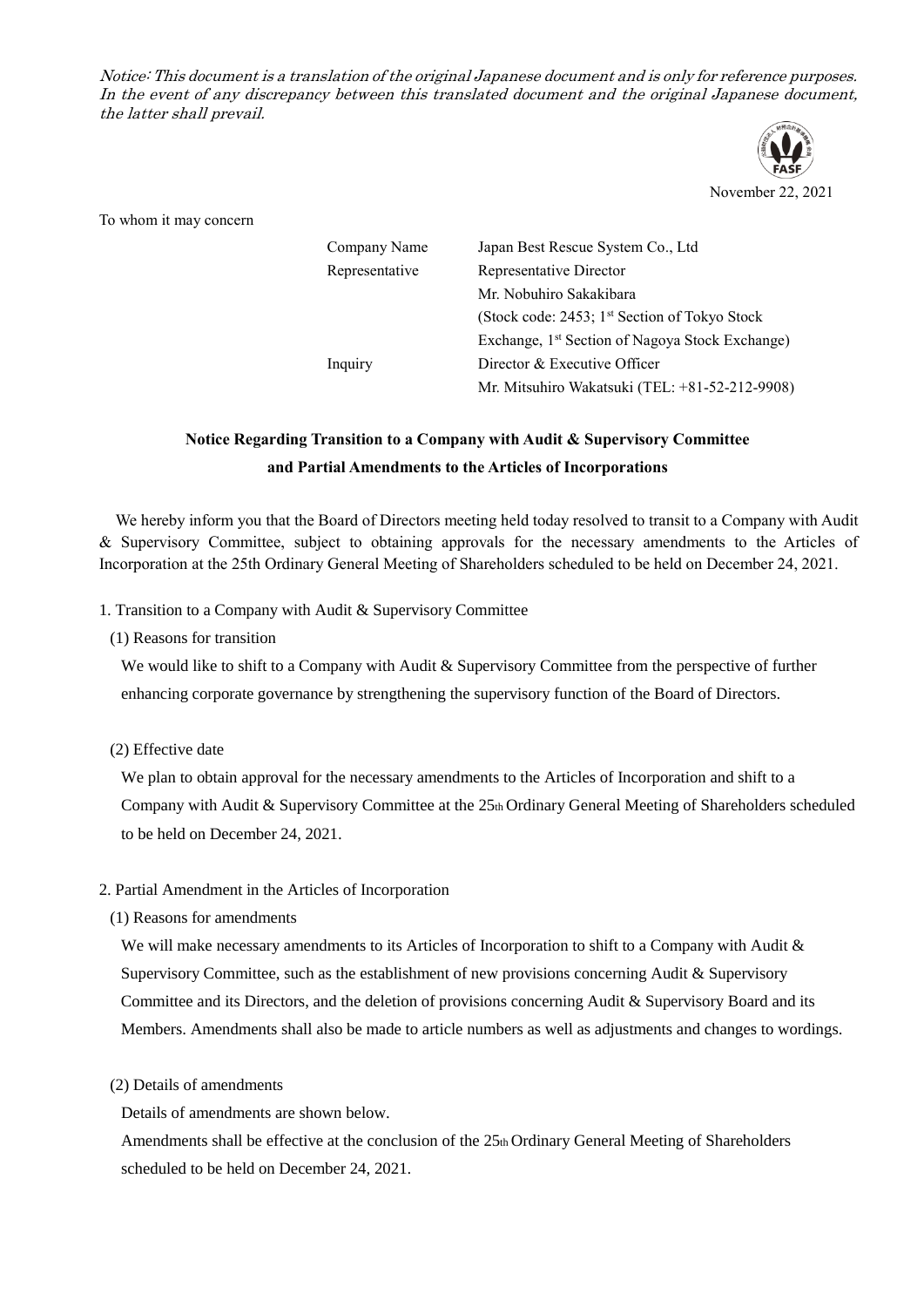*Notice: This document is a translation of the original Japanese document and is only for reference purposes. In the event of any discrepancy between this translated document and the original Japanese document, the latter shall prevail.*

November 22, 2021

To whom it may concern

| | |
|---|---|
| Company Name | Japan Best Rescue System Co., Ltd |
| Representative | Representative Director |
| | Mr. Nobuhiro Sakakibara |
| | (Stock code: 2453; 1st Section of Tokyo Stock Exchange, 1st Section of Nagoya Stock Exchange) |
| Inquiry | Director & Executive Officer |
| | Mr. Mitsuhiro Wakatsuki (TEL: +81-52-212-9908) |

# Notice Regarding Transition to a Company with Audit & Supervisory Committee and Partial Amendments to the Articles of Incorporations

We hereby inform you that the Board of Directors meeting held today resolved to transit to a Company with Audit & Supervisory Committee, subject to obtaining approvals for the necessary amendments to the Articles of Incorporation at the 25th Ordinary General Meeting of Shareholders scheduled to be held on December 24, 2021.

1. Transition to a Company with Audit & Supervisory Committee

(1) Reasons for transition

We would like to shift to a Company with Audit & Supervisory Committee from the perspective of further enhancing corporate governance by strengthening the supervisory function of the Board of Directors.

(2) Effective date

We plan to obtain approval for the necessary amendments to the Articles of Incorporation and shift to a Company with Audit & Supervisory Committee at the 25th Ordinary General Meeting of Shareholders scheduled to be held on December 24, 2021.

2. Partial Amendment in the Articles of Incorporation

(1) Reasons for amendments

We will make necessary amendments to its Articles of Incorporation to shift to a Company with Audit & Supervisory Committee, such as the establishment of new provisions concerning Audit & Supervisory Committee and its Directors, and the deletion of provisions concerning Audit & Supervisory Board and its Members. Amendments shall also be made to article numbers as well as adjustments and changes to wordings.

(2) Details of amendments

Details of amendments are shown below.

Amendments shall be effective at the conclusion of the 25th Ordinary General Meeting of Shareholders scheduled to be held on December 24, 2021.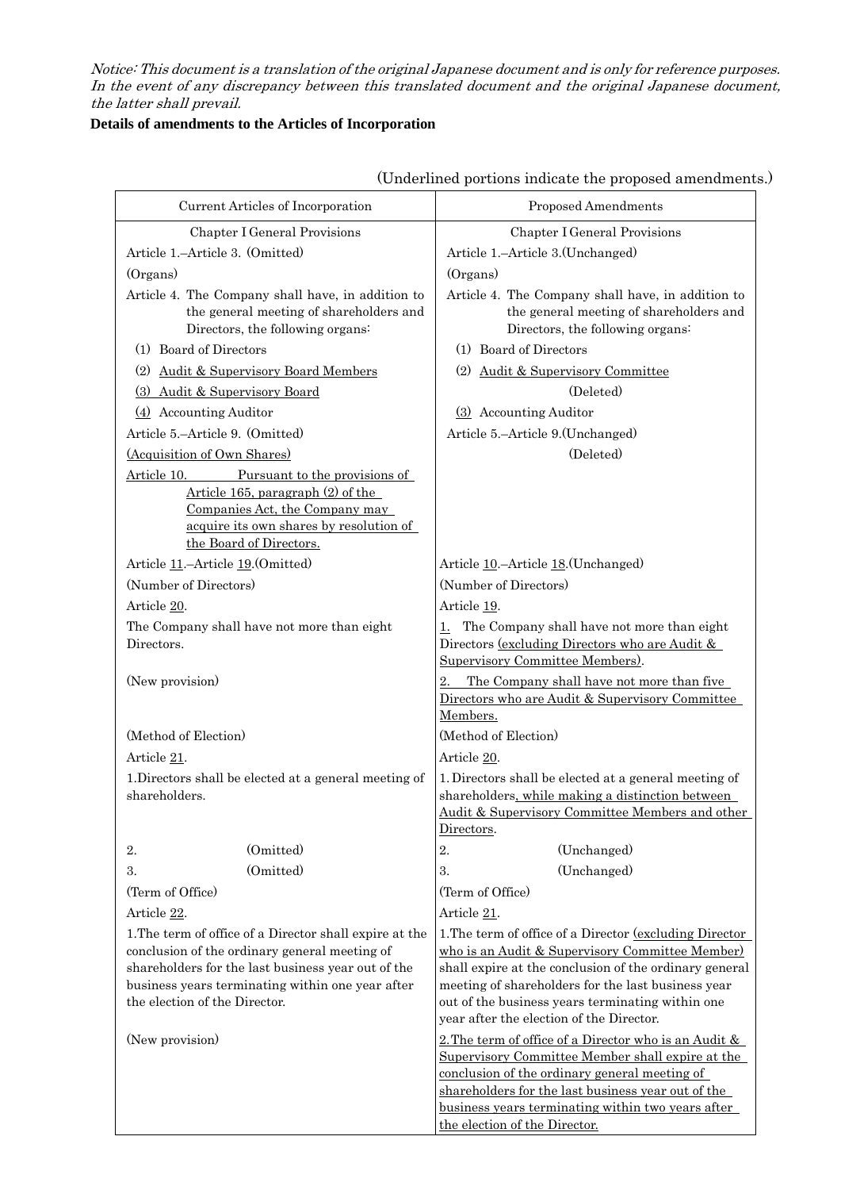*Notice: This document is a translation of the original Japanese document and is only for reference purposes. In the event of any discrepancy between this translated document and the original Japanese document, the latter shall prevail.*

**Details of amendments to the Articles of Incorporation**

(Underlined portions indicate the proposed amendments.)

| Current Articles of Incorporation | Proposed Amendments |
|---|---|
| Chapter I General Provisions | Chapter I General Provisions |
| Article 1.–Article 3. (Omitted) | Article 1.–Article 3.(Unchanged) |
| (Organs) | (Organs) |
| Article 4. The Company shall have, in addition to the general meeting of shareholders and Directors, the following organs: | Article 4. The Company shall have, in addition to the general meeting of shareholders and Directors, the following organs: |
| (1) Board of Directors | (1) Board of Directors |
| (2) <u>Audit & Supervisory Board Members</u> | (2) <u>Audit & Supervisory Committee</u> |
| <u>(3) Audit & Supervisory Board</u> | (Deleted) |
| <u>(4)</u> Accounting Auditor | <u>(3)</u> Accounting Auditor |
| Article 5.–Article 9. (Omitted) | Article 5.–Article 9.(Unchanged) |
| <u>(Acquisition of Own Shares)</u> | (Deleted) |
| <u>Article 10. Pursuant to the provisions of Article 165, paragraph (2) of the Companies Act, the Company may acquire its own shares by resolution of the Board of Directors.</u> | |
| Article <u>11</u>.–Article <u>19</u>.(Omitted) | Article <u>10</u>.–Article <u>18</u>.(Unchanged) |
| (Number of Directors) | (Number of Directors) |
| Article <u>20</u>. | Article <u>19</u>. |
| The Company shall have not more than eight Directors. | <u>1.</u> The Company shall have not more than eight Directors <u>(excluding Directors who are Audit & Supervisory Committee Members)</u>. |
| (New provision) | <u>2. The Company shall have not more than five Directors who are Audit & Supervisory Committee Members.</u> |
| (Method of Election) | (Method of Election) |
| Article <u>21</u>. | Article <u>20</u>. |
| 1.Directors shall be elected at a general meeting of shareholders. | 1. Directors shall be elected at a general meeting of shareholders<u>, while making a distinction between Audit & Supervisory Committee Members and other Directors</u>. |
| 2. (Omitted) | 2. (Unchanged) |
| 3. (Omitted) | 3. (Unchanged) |
| (Term of Office) | (Term of Office) |
| Article <u>22</u>. | Article <u>21</u>. |
| 1.The term of office of a Director shall expire at the conclusion of the ordinary general meeting of shareholders for the last business year out of the business years terminating within one year after the election of the Director. | 1.The term of office of a Director <u>(excluding Director who is an Audit & Supervisory Committee Member)</u> shall expire at the conclusion of the ordinary general meeting of shareholders for the last business year out of the business years terminating within one year after the election of the Director. |
| (New provision) | <u>2.The term of office of a Director who is an Audit & Supervisory Committee Member shall expire at the conclusion of the ordinary general meeting of shareholders for the last business year out of the business years terminating within two years after the election of the Director.</u> |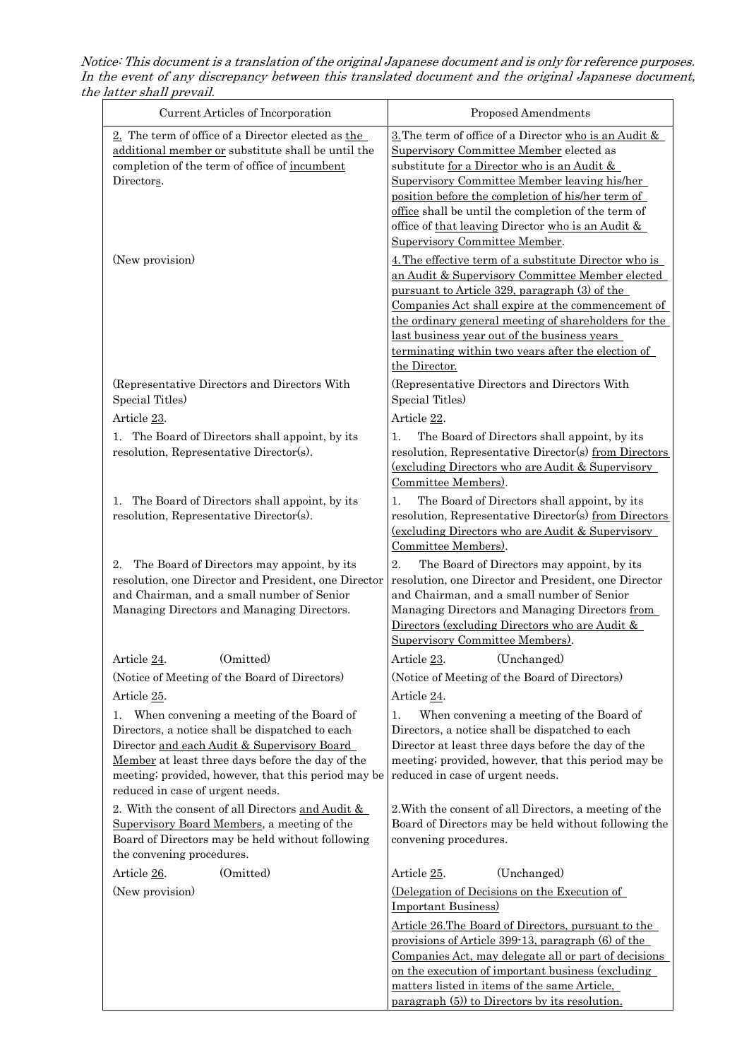*Notice: This document is a translation of the original Japanese document and is only for reference purposes. In the event of any discrepancy between this translated document and the original Japanese document, the latter shall prevail.*

| Current Articles of Incorporation | Proposed Amendments |
|---|---|
| 2. The term of office of a Director elected as the additional member or substitute shall be until the completion of the term of office of incumbent Directors. | 3. The term of office of a Director who is an Audit & Supervisory Committee Member elected as substitute for a Director who is an Audit & Supervisory Committee Member leaving his/her position before the completion of his/her term of office shall be until the completion of the term of office of that leaving Director who is an Audit & Supervisory Committee Member. |
| (New provision) | 4. The effective term of a substitute Director who is an Audit & Supervisory Committee Member elected pursuant to Article 329, paragraph (3) of the Companies Act shall expire at the commencement of the ordinary general meeting of shareholders for the last business year out of the business years terminating within two years after the election of the Director. |
| (Representative Directors and Directors With Special Titles) | (Representative Directors and Directors With Special Titles) |
| Article 23. | Article 22. |
| 1. The Board of Directors shall appoint, by its resolution, Representative Director(s). | 1. The Board of Directors shall appoint, by its resolution, Representative Director(s) from Directors (excluding Directors who are Audit & Supervisory Committee Members). |
| 1. The Board of Directors shall appoint, by its resolution, Representative Director(s). | 1. The Board of Directors shall appoint, by its resolution, Representative Director(s) from Directors (excluding Directors who are Audit & Supervisory Committee Members). |
| 2. The Board of Directors may appoint, by its resolution, one Director and President, one Director and Chairman, and a small number of Senior Managing Directors and Managing Directors. | 2. The Board of Directors may appoint, by its resolution, one Director and President, one Director and Chairman, and a small number of Senior Managing Directors and Managing Directors from Directors (excluding Directors who are Audit & Supervisory Committee Members). |
| Article 24. (Omitted) | Article 23. (Unchanged) |
| (Notice of Meeting of the Board of Directors) | (Notice of Meeting of the Board of Directors) |
| Article 25. | Article 24. |
| 1. When convening a meeting of the Board of Directors, a notice shall be dispatched to each Director and each Audit & Supervisory Board Member at least three days before the day of the meeting; provided, however, that this period may be reduced in case of urgent needs. | 1. When convening a meeting of the Board of Directors, a notice shall be dispatched to each Director at least three days before the day of the meeting; provided, however, that this period may be reduced in case of urgent needs. |
| 2. With the consent of all Directors and Audit & Supervisory Board Members, a meeting of the Board of Directors may be held without following the convening procedures. | 2. With the consent of all Directors, a meeting of the Board of Directors may be held without following the convening procedures. |
| Article 26. (Omitted) | Article 25. (Unchanged) |
| (New provision) | (Delegation of Decisions on the Execution of Important Business)<br>Article 26. The Board of Directors, pursuant to the provisions of Article 399-13, paragraph (6) of the Companies Act, may delegate all or part of decisions on the execution of important business (excluding matters listed in items of the same Article, paragraph (5)) to Directors by its resolution. |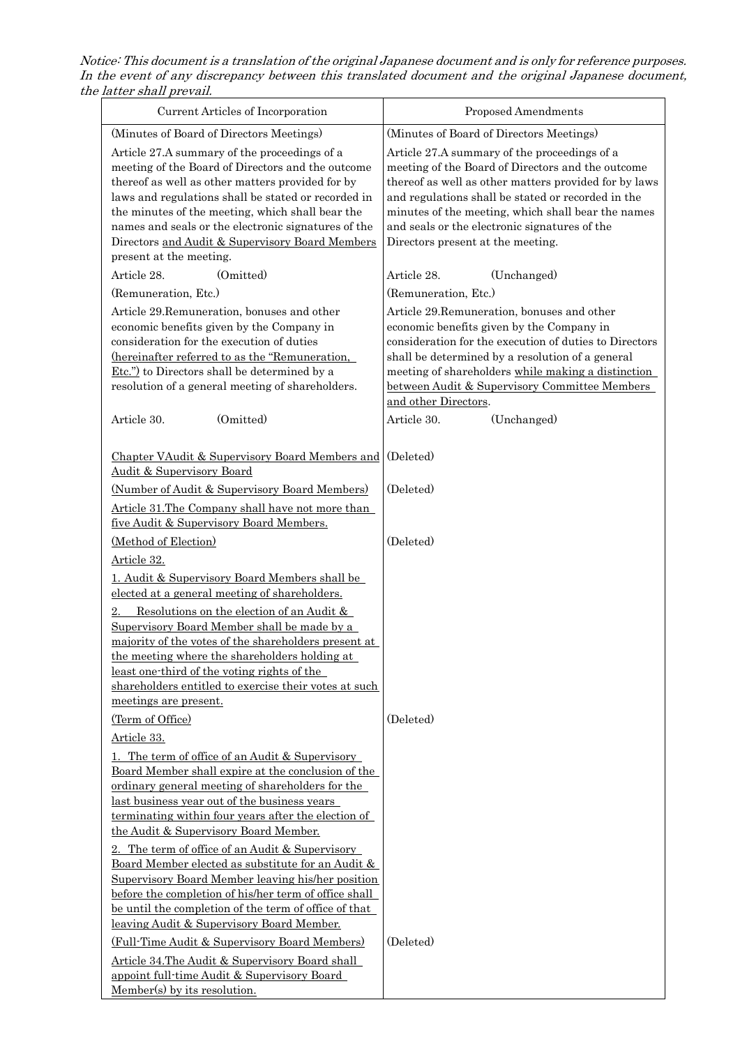*Notice: This document is a translation of the original Japanese document and is only for reference purposes. In the event of any discrepancy between this translated document and the original Japanese document, the latter shall prevail.*

| Current Articles of Incorporation | Proposed Amendments |
|---|---|
| (Minutes of Board of Directors Meetings)<br>Article 27.A summary of the proceedings of a meeting of the Board of Directors and the outcome thereof as well as other matters provided for by laws and regulations shall be stated or recorded in the minutes of the meeting, which shall bear the names and seals or the electronic signatures of the Directors <u>and Audit & Supervisory Board Members</u> present at the meeting. | (Minutes of Board of Directors Meetings)<br>Article 27.A summary of the proceedings of a meeting of the Board of Directors and the outcome thereof as well as other matters provided for by laws and regulations shall be stated or recorded in the minutes of the meeting, which shall bear the names and seals or the electronic signatures of the Directors present at the meeting. |
| Article 28. (Omitted) | Article 28. (Unchanged) |
| (Remuneration, Etc.)<br>Article 29.Remuneration, bonuses and other economic benefits given by the Company in consideration for the execution of duties <u>(hereinafter referred to as the "Remuneration, Etc.")</u> to Directors shall be determined by a resolution of a general meeting of shareholders. | (Remuneration, Etc.)<br>Article 29.Remuneration, bonuses and other economic benefits given by the Company in consideration for the execution of duties to Directors shall be determined by a resolution of a general meeting of shareholders <u>while making a distinction between Audit & Supervisory Committee Members and other Directors</u>. |
| Article 30. (Omitted) | Article 30. (Unchanged) |
| <u>Chapter VAudit & Supervisory Board Members and Audit & Supervisory Board</u> | (Deleted) |
| <u>(Number of Audit & Supervisory Board Members)</u><br><u>Article 31.The Company shall have not more than five Audit & Supervisory Board Members.</u> | (Deleted) |
| <u>(Method of Election)</u><br><u>Article 32.</u><br><u>1. Audit & Supervisory Board Members shall be elected at a general meeting of shareholders.</u><br><u>2. Resolutions on the election of an Audit & Supervisory Board Member shall be made by a majority of the votes of the shareholders present at the meeting where the shareholders holding at least one-third of the voting rights of the shareholders entitled to exercise their votes at such meetings are present.</u> | (Deleted) |
| <u>(Term of Office)</u><br><u>Article 33.</u><br><u>1. The term of office of an Audit & Supervisory Board Member shall expire at the conclusion of the ordinary general meeting of shareholders for the last business year out of the business years terminating within four years after the election of the Audit & Supervisory Board Member.</u><br><u>2. The term of office of an Audit & Supervisory Board Member elected as substitute for an Audit & Supervisory Board Member leaving his/her position before the completion of his/her term of office shall be until the completion of the term of office of that leaving Audit & Supervisory Board Member.</u> | (Deleted) |
| <u>(Full-Time Audit & Supervisory Board Members)</u><br><u>Article 34.The Audit & Supervisory Board shall appoint full-time Audit & Supervisory Board Member(s) by its resolution.</u> | (Deleted) |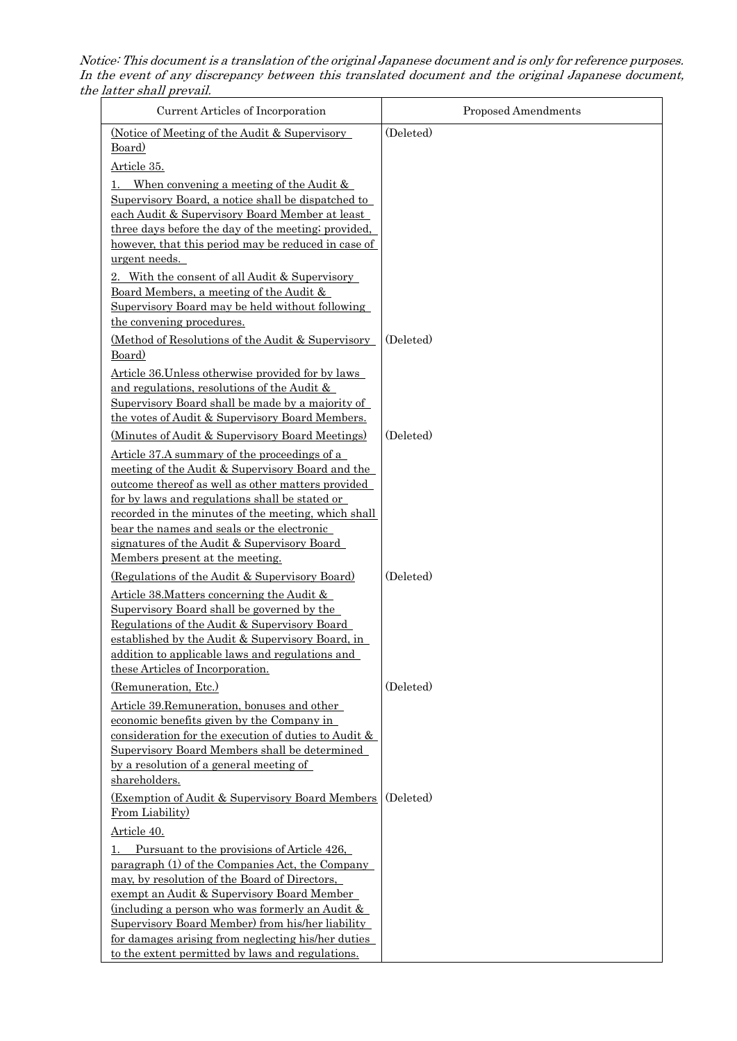*Notice: This document is a translation of the original Japanese document and is only for reference purposes. In the event of any discrepancy between this translated document and the original Japanese document, the latter shall prevail.*

| Current Articles of Incorporation | Proposed Amendments |
|---|---|
| (Notice of Meeting of the Audit & Supervisory Board)<br>Article 35.<br>1. When convening a meeting of the Audit & Supervisory Board, a notice shall be dispatched to each Audit & Supervisory Board Member at least three days before the day of the meeting; provided, however, that this period may be reduced in case of urgent needs.<br>2. With the consent of all Audit & Supervisory Board Members, a meeting of the Audit & Supervisory Board may be held without following the convening procedures. | (Deleted) |
| (Method of Resolutions of the Audit & Supervisory Board)<br>Article 36.Unless otherwise provided for by laws and regulations, resolutions of the Audit & Supervisory Board shall be made by a majority of the votes of Audit & Supervisory Board Members. | (Deleted) |
| (Minutes of Audit & Supervisory Board Meetings)<br>Article 37.A summary of the proceedings of a meeting of the Audit & Supervisory Board and the outcome thereof as well as other matters provided for by laws and regulations shall be stated or recorded in the minutes of the meeting, which shall bear the names and seals or the electronic signatures of the Audit & Supervisory Board Members present at the meeting. | (Deleted) |
| (Regulations of the Audit & Supervisory Board)<br>Article 38.Matters concerning the Audit & Supervisory Board shall be governed by the Regulations of the Audit & Supervisory Board established by the Audit & Supervisory Board, in addition to applicable laws and regulations and these Articles of Incorporation. | (Deleted) |
| (Remuneration, Etc.)<br>Article 39.Remuneration, bonuses and other economic benefits given by the Company in consideration for the execution of duties to Audit & Supervisory Board Members shall be determined by a resolution of a general meeting of shareholders. | (Deleted) |
| (Exemption of Audit & Supervisory Board Members From Liability)<br>Article 40.<br>1. Pursuant to the provisions of Article 426, paragraph (1) of the Companies Act, the Company may, by resolution of the Board of Directors, exempt an Audit & Supervisory Board Member (including a person who was formerly an Audit & Supervisory Board Member) from his/her liability for damages arising from neglecting his/her duties to the extent permitted by laws and regulations. | (Deleted) |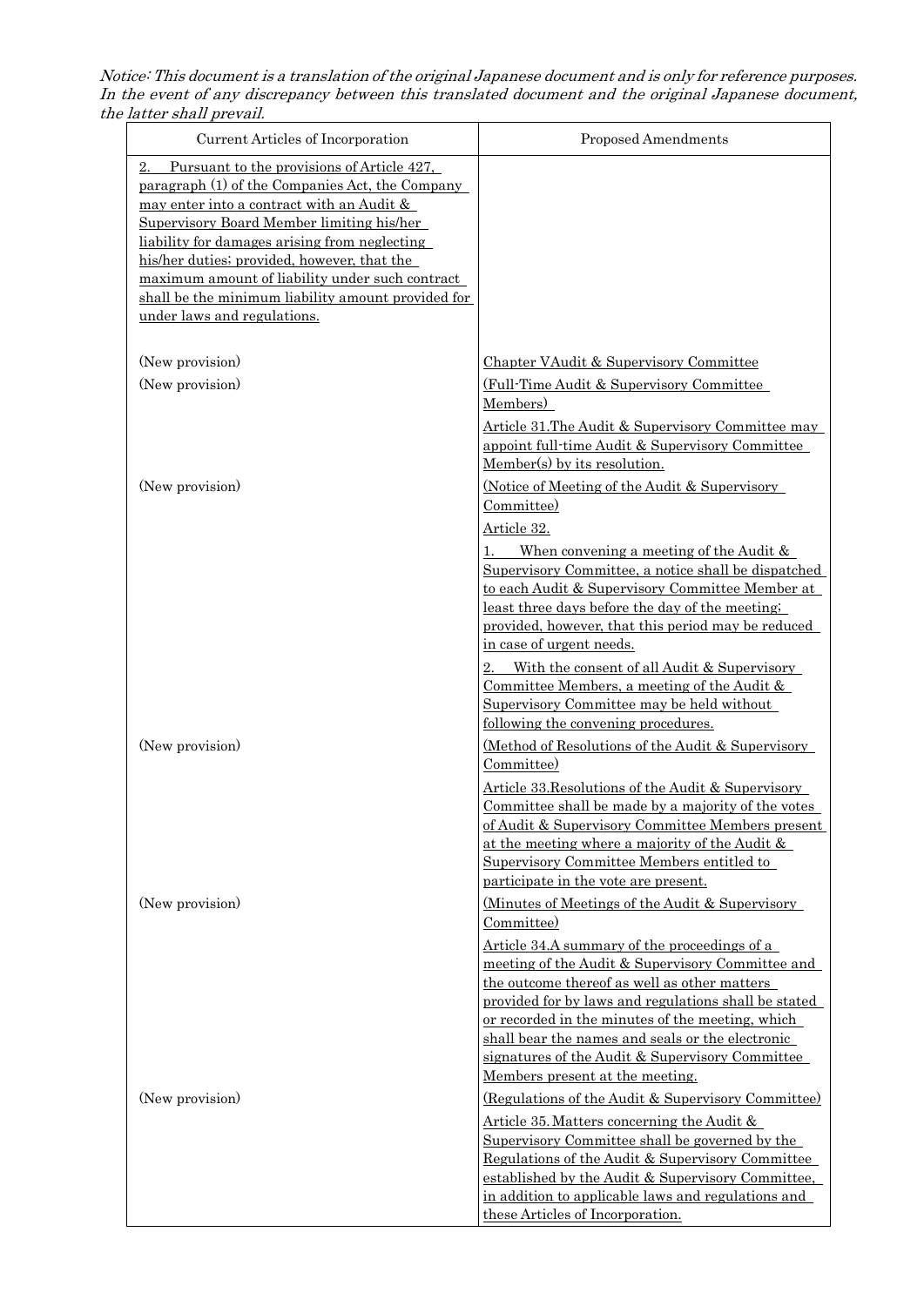*Notice: This document is a translation of the original Japanese document and is only for reference purposes. In the event of any discrepancy between this translated document and the original Japanese document, the latter shall prevail.*

| Current Articles of Incorporation | Proposed Amendments |
|---|---|
| 2. Pursuant to the provisions of Article 427, paragraph (1) of the Companies Act, the Company may enter into a contract with an Audit & Supervisory Board Member limiting his/her liability for damages arising from neglecting his/her duties; provided, however, that the maximum amount of liability under such contract shall be the minimum liability amount provided for under laws and regulations. | |
| (New provision) | Chapter VAudit & Supervisory Committee |
| (New provision) | (Full-Time Audit & Supervisory Committee Members)<br>Article 31.The Audit & Supervisory Committee may appoint full-time Audit & Supervisory Committee Member(s) by its resolution. |
| (New provision) | (Notice of Meeting of the Audit & Supervisory Committee)<br>Article 32.<br>1. When convening a meeting of the Audit & Supervisory Committee, a notice shall be dispatched to each Audit & Supervisory Committee Member at least three days before the day of the meeting; provided, however, that this period may be reduced in case of urgent needs.<br>2. With the consent of all Audit & Supervisory Committee Members, a meeting of the Audit & Supervisory Committee may be held without following the convening procedures. |
| (New provision) | (Method of Resolutions of the Audit & Supervisory Committee)<br>Article 33.Resolutions of the Audit & Supervisory Committee shall be made by a majority of the votes of Audit & Supervisory Committee Members present at the meeting where a majority of the Audit & Supervisory Committee Members entitled to participate in the vote are present. |
| (New provision) | (Minutes of Meetings of the Audit & Supervisory Committee)<br>Article 34.A summary of the proceedings of a meeting of the Audit & Supervisory Committee and the outcome thereof as well as other matters provided for by laws and regulations shall be stated or recorded in the minutes of the meeting, which shall bear the names and seals or the electronic signatures of the Audit & Supervisory Committee Members present at the meeting. |
| (New provision) | (Regulations of the Audit & Supervisory Committee)<br>Article 35. Matters concerning the Audit & Supervisory Committee shall be governed by the Regulations of the Audit & Supervisory Committee established by the Audit & Supervisory Committee, in addition to applicable laws and regulations and these Articles of Incorporation. |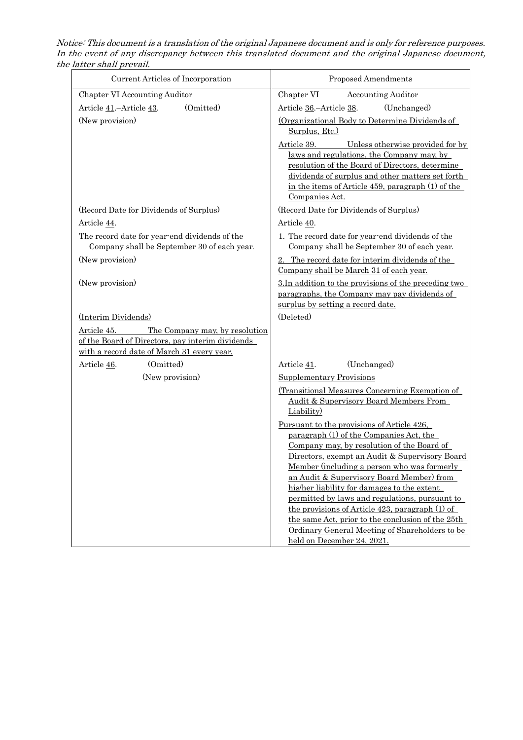*Notice: This document is a translation of the original Japanese document and is only for reference purposes. In the event of any discrepancy between this translated document and the original Japanese document, the latter shall prevail.*

| Current Articles of Incorporation | Proposed Amendments |
|---|---|
| Chapter VI Accounting Auditor | Chapter VI Accounting Auditor |
| Article 41.–Article 43. (Omitted) | Article 36.–Article 38. (Unchanged) |
| (New provision) | (Organizational Body to Determine Dividends of Surplus, Etc.) |
| | Article 39. Unless otherwise provided for by laws and regulations, the Company may, by resolution of the Board of Directors, determine dividends of surplus and other matters set forth in the items of Article 459, paragraph (1) of the Companies Act. |
| (Record Date for Dividends of Surplus) | (Record Date for Dividends of Surplus) |
| Article 44. | Article 40. |
| The record date for year-end dividends of the Company shall be September 30 of each year. | 1. The record date for year-end dividends of the Company shall be September 30 of each year. |
| (New provision) | 2. The record date for interim dividends of the Company shall be March 31 of each year. |
| (New provision) | 3.In addition to the provisions of the preceding two paragraphs, the Company may pay dividends of surplus by setting a record date. |
| (Interim Dividends) | (Deleted) |
| Article 45. The Company may, by resolution of the Board of Directors, pay interim dividends with a record date of March 31 every year. | |
| Article 46. (Omitted) | Article 41. (Unchanged) |
| (New provision) | Supplementary Provisions |
| | (Transitional Measures Concerning Exemption of Audit & Supervisory Board Members From Liability) |
| | Pursuant to the provisions of Article 426, paragraph (1) of the Companies Act, the Company may, by resolution of the Board of Directors, exempt an Audit & Supervisory Board Member (including a person who was formerly an Audit & Supervisory Board Member) from his/her liability for damages to the extent permitted by laws and regulations, pursuant to the provisions of Article 423, paragraph (1) of the same Act, prior to the conclusion of the 25th Ordinary General Meeting of Shareholders to be held on December 24, 2021. |